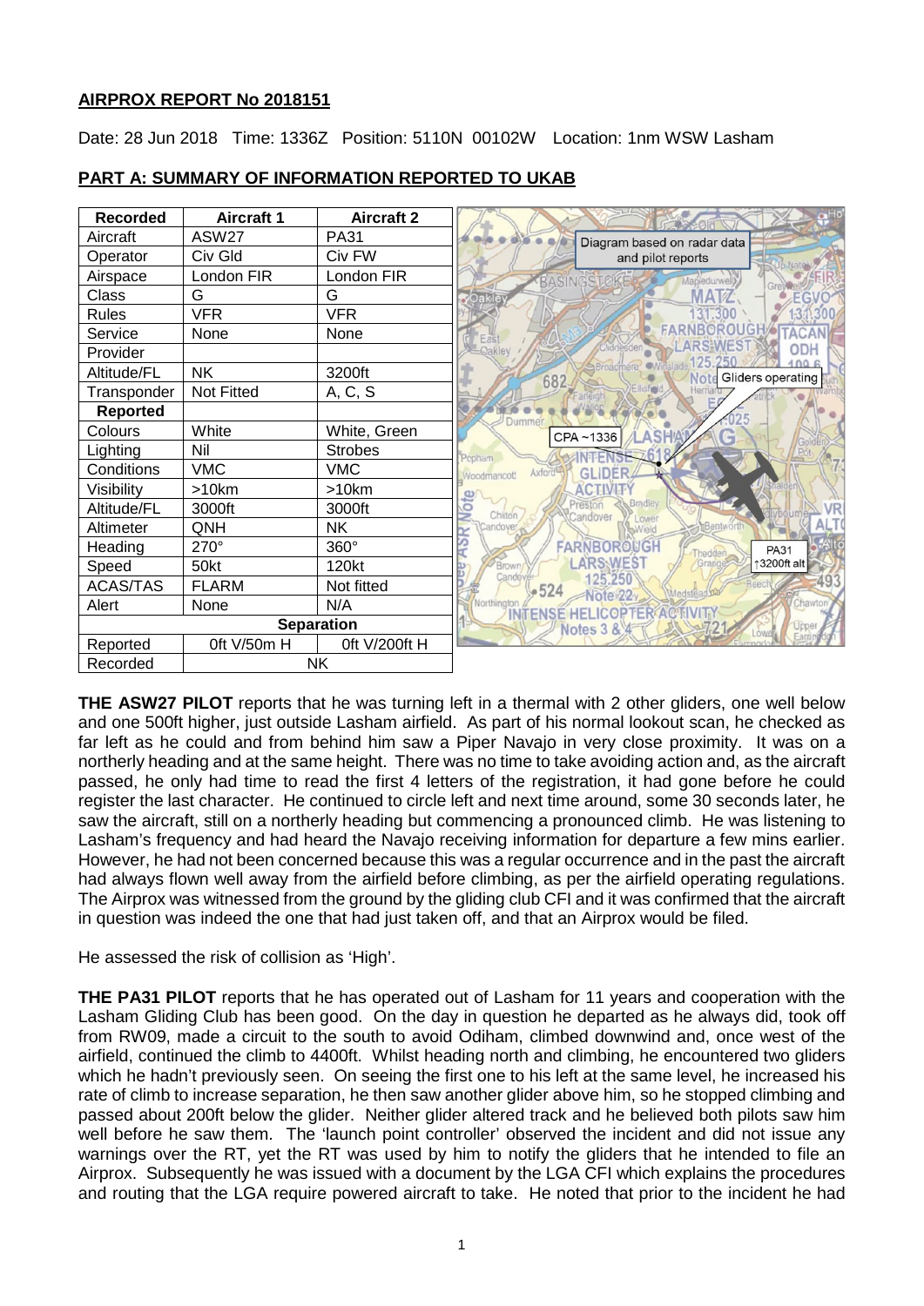## AIRPROX REPORT No 2018151

Date: 28 Jun 2018 Time: 1336Z Position: 5110N 00102W Location: 1nm WSW Lasham

## PART A: SUMMARY OF INFORMATION REPORTED TO UKAB

| Recorded | Aircraft 1 | Aircraft 2 |
|---|---|---|
| Aircraft | ASW27 | PA31 |
| Operator | Civ Gld | Civ FW |
| Airspace | London FIR | London FIR |
| Class | G | G |
| Rules | VFR | VFR |
| Service | None | None |
| Provider | | |
| Altitude/FL | NK | 3200ft |
| Transponder | Not Fitted | A, C, S |
| **Reported** | | |
| Colours | White | White, Green |
| Lighting | Nil | Strobes |
| Conditions | VMC | VMC |
| Visibility | >10km | >10km |
| Altitude/FL | 3000ft | 3000ft |
| Altimeter | QNH | NK |
| Heading | 270° | 360° |
| Speed | 50kt | 120kt |
| ACAS/TAS | FLARM | Not fitted |
| Alert | None | N/A |
| **Separation** | | |
| Reported | 0ft V/50m H | 0ft V/200ft H |
| Recorded | NK | |

Diagram based on radar data and pilot reports

**THE ASW27 PILOT** reports that he was turning left in a thermal with 2 other gliders, one well below and one 500ft higher, just outside Lasham airfield. As part of his normal lookout scan, he checked as far left as he could and from behind him saw a Piper Navajo in very close proximity. It was on a northerly heading and at the same height. There was no time to take avoiding action and, as the aircraft passed, he only had time to read the first 4 letters of the registration, it had gone before he could register the last character. He continued to circle left and next time around, some 30 seconds later, he saw the aircraft, still on a northerly heading but commencing a pronounced climb. He was listening to Lasham's frequency and had heard the Navajo receiving information for departure a few mins earlier. However, he had not been concerned because this was a regular occurrence and in the past the aircraft had always flown well away from the airfield before climbing, as per the airfield operating regulations. The Airprox was witnessed from the ground by the gliding club CFI and it was confirmed that the aircraft in question was indeed the one that had just taken off, and that an Airprox would be filed.

He assessed the risk of collision as 'High'.

**THE PA31 PILOT** reports that he has operated out of Lasham for 11 years and cooperation with the Lasham Gliding Club has been good. On the day in question he departed as he always did, took off from RW09, made a circuit to the south to avoid Odiham, climbed downwind and, once west of the airfield, continued the climb to 4400ft. Whilst heading north and climbing, he encountered two gliders which he hadn't previously seen. On seeing the first one to his left at the same level, he increased his rate of climb to increase separation, he then saw another glider above him, so he stopped climbing and passed about 200ft below the glider. Neither glider altered track and he believed both pilots saw him well before he saw them. The 'launch point controller' observed the incident and did not issue any warnings over the RT, yet the RT was used by him to notify the gliders that he intended to file an Airprox. Subsequently he was issued with a document by the LGA CFI which explains the procedures and routing that the LGA require powered aircraft to take. He noted that prior to the incident he had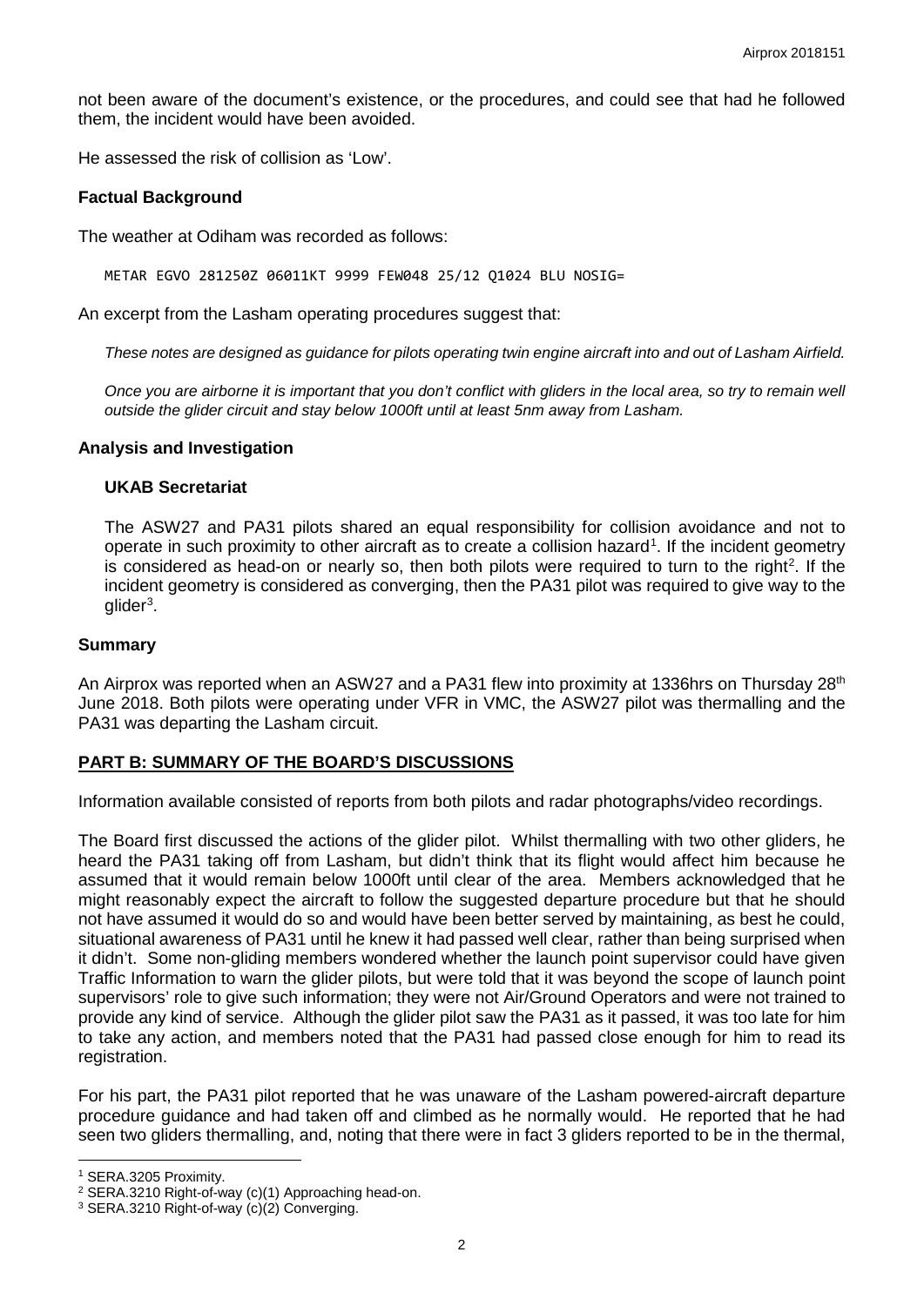not been aware of the document's existence, or the procedures, and could see that had he followed them, the incident would have been avoided.

He assessed the risk of collision as 'Low'.

## Factual Background

The weather at Odiham was recorded as follows:

```
METAR EGVO 281250Z 06011KT 9999 FEW048 25/12 Q1024 BLU NOSIG=
```

An excerpt from the Lasham operating procedures suggest that:

*These notes are designed as guidance for pilots operating twin engine aircraft into and out of Lasham Airfield.*

*Once you are airborne it is important that you don't conflict with gliders in the local area, so try to remain well outside the glider circuit and stay below 1000ft until at least 5nm away from Lasham.*

## Analysis and Investigation

### UKAB Secretariat

The ASW27 and PA31 pilots shared an equal responsibility for collision avoidance and not to operate in such proximity to other aircraft as to create a collision hazard[1]. If the incident geometry is considered as head-on or nearly so, then both pilots were required to turn to the right[2]. If the incident geometry is considered as converging, then the PA31 pilot was required to give way to the glider[3].

## Summary

An Airprox was reported when an ASW27 and a PA31 flew into proximity at 1336hrs on Thursday 28th June 2018. Both pilots were operating under VFR in VMC, the ASW27 pilot was thermalling and the PA31 was departing the Lasham circuit.

## PART B: SUMMARY OF THE BOARD'S DISCUSSIONS

Information available consisted of reports from both pilots and radar photographs/video recordings.

The Board first discussed the actions of the glider pilot. Whilst thermalling with two other gliders, he heard the PA31 taking off from Lasham, but didn't think that its flight would affect him because he assumed that it would remain below 1000ft until clear of the area. Members acknowledged that he might reasonably expect the aircraft to follow the suggested departure procedure but that he should not have assumed it would do so and would have been better served by maintaining, as best he could, situational awareness of PA31 until he knew it had passed well clear, rather than being surprised when it didn't. Some non-gliding members wondered whether the launch point supervisor could have given Traffic Information to warn the glider pilots, but were told that it was beyond the scope of launch point supervisors' role to give such information; they were not Air/Ground Operators and were not trained to provide any kind of service. Although the glider pilot saw the PA31 as it passed, it was too late for him to take any action, and members noted that the PA31 had passed close enough for him to read its registration.

For his part, the PA31 pilot reported that he was unaware of the Lasham powered-aircraft departure procedure guidance and had taken off and climbed as he normally would. He reported that he had seen two gliders thermalling, and, noting that there were in fact 3 gliders reported to be in the thermal,

---

[1] SERA.3205 Proximity.

[2] SERA.3210 Right-of-way (c)(1) Approaching head-on.

[3] SERA.3210 Right-of-way (c)(2) Converging.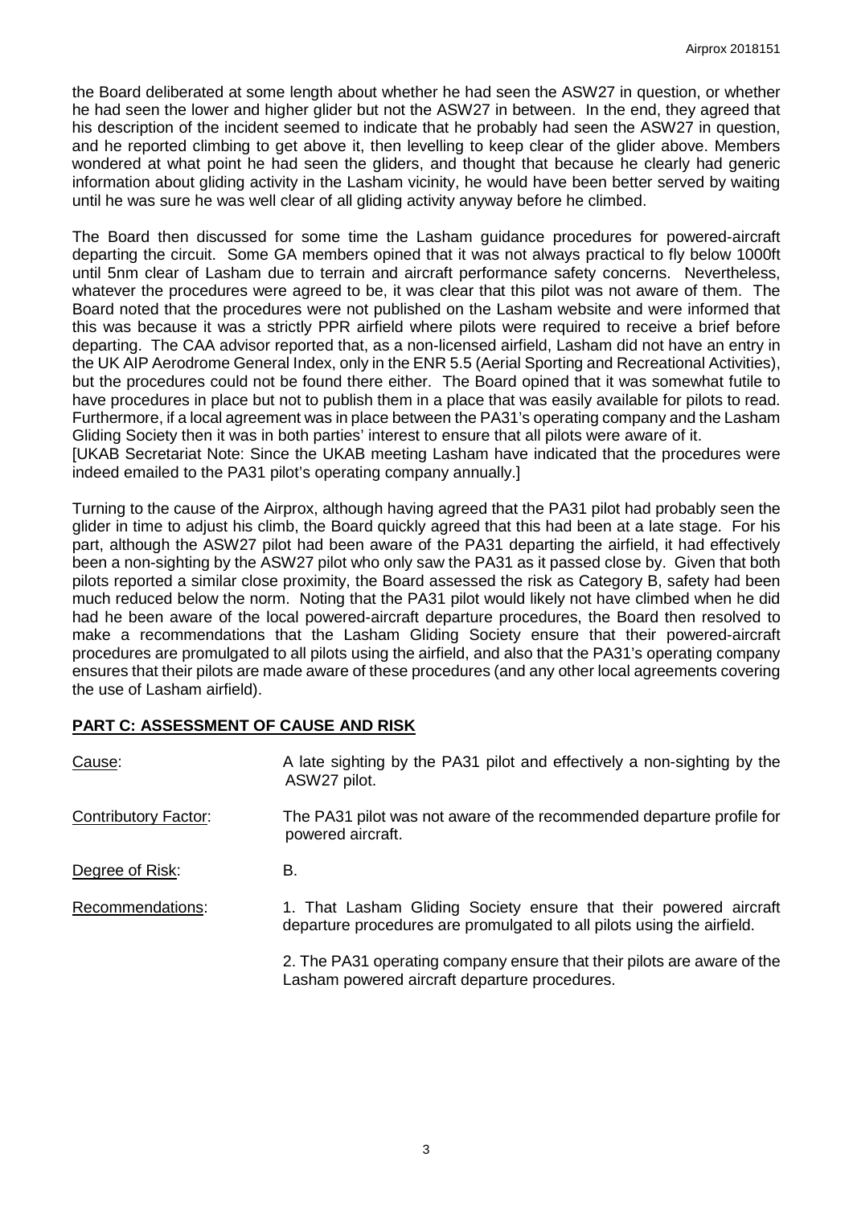the Board deliberated at some length about whether he had seen the ASW27 in question, or whether he had seen the lower and higher glider but not the ASW27 in between. In the end, they agreed that his description of the incident seemed to indicate that he probably had seen the ASW27 in question, and he reported climbing to get above it, then levelling to keep clear of the glider above. Members wondered at what point he had seen the gliders, and thought that because he clearly had generic information about gliding activity in the Lasham vicinity, he would have been better served by waiting until he was sure he was well clear of all gliding activity anyway before he climbed.

The Board then discussed for some time the Lasham guidance procedures for powered-aircraft departing the circuit. Some GA members opined that it was not always practical to fly below 1000ft until 5nm clear of Lasham due to terrain and aircraft performance safety concerns. Nevertheless, whatever the procedures were agreed to be, it was clear that this pilot was not aware of them. The Board noted that the procedures were not published on the Lasham website and were informed that this was because it was a strictly PPR airfield where pilots were required to receive a brief before departing. The CAA advisor reported that, as a non-licensed airfield, Lasham did not have an entry in the UK AIP Aerodrome General Index, only in the ENR 5.5 (Aerial Sporting and Recreational Activities), but the procedures could not be found there either. The Board opined that it was somewhat futile to have procedures in place but not to publish them in a place that was easily available for pilots to read. Furthermore, if a local agreement was in place between the PA31's operating company and the Lasham Gliding Society then it was in both parties' interest to ensure that all pilots were aware of it.
[UKAB Secretariat Note: Since the UKAB meeting Lasham have indicated that the procedures were indeed emailed to the PA31 pilot's operating company annually.]

Turning to the cause of the Airprox, although having agreed that the PA31 pilot had probably seen the glider in time to adjust his climb, the Board quickly agreed that this had been at a late stage. For his part, although the ASW27 pilot had been aware of the PA31 departing the airfield, it had effectively been a non-sighting by the ASW27 pilot who only saw the PA31 as it passed close by. Given that both pilots reported a similar close proximity, the Board assessed the risk as Category B, safety had been much reduced below the norm. Noting that the PA31 pilot would likely not have climbed when he did had he been aware of the local powered-aircraft departure procedures, the Board then resolved to make a recommendations that the Lasham Gliding Society ensure that their powered-aircraft procedures are promulgated to all pilots using the airfield, and also that the PA31's operating company ensures that their pilots are made aware of these procedures (and any other local agreements covering the use of Lasham airfield).

## PART C: ASSESSMENT OF CAUSE AND RISK

| | |
|---|---|
| Cause: | A late sighting by the PA31 pilot and effectively a non-sighting by the ASW27 pilot. |
| Contributory Factor: | The PA31 pilot was not aware of the recommended departure profile for powered aircraft. |
| Degree of Risk: | B. |
| Recommendations: | 1. That Lasham Gliding Society ensure that their powered aircraft departure procedures are promulgated to all pilots using the airfield. |
| | 2. The PA31 operating company ensure that their pilots are aware of the Lasham powered aircraft departure procedures. |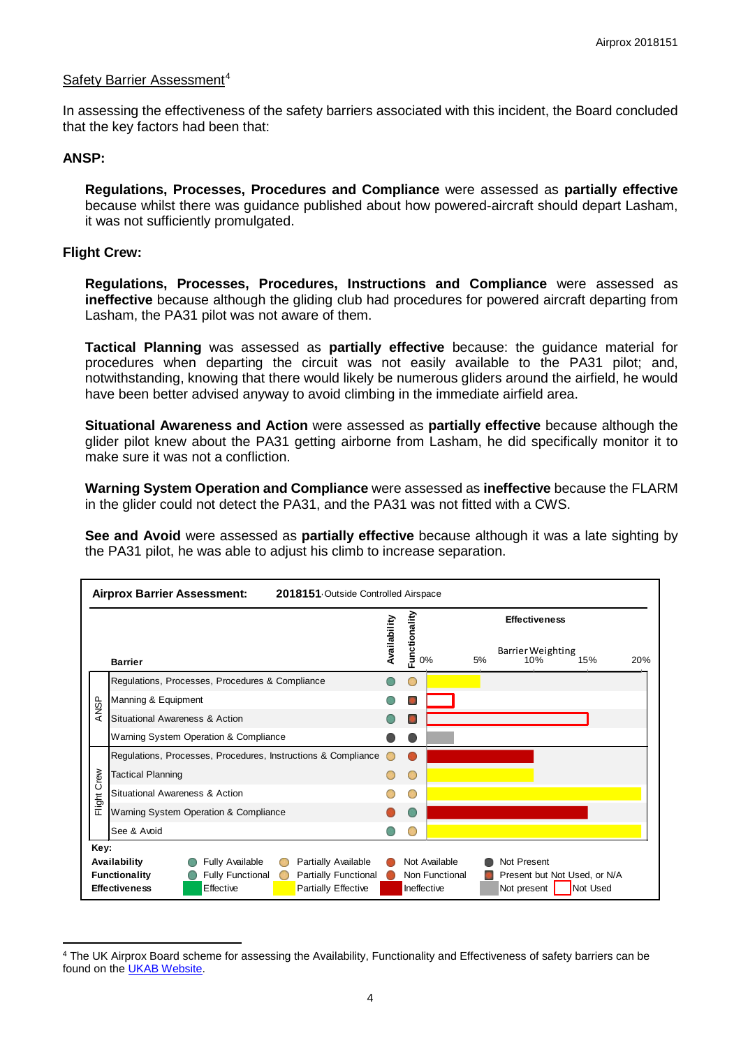Safety Barrier Assessment[4]

In assessing the effectiveness of the safety barriers associated with this incident, the Board concluded that the key factors had been that:

**ANSP:**

**Regulations, Processes, Procedures and Compliance** were assessed as **partially effective** because whilst there was guidance published about how powered-aircraft should depart Lasham, it was not sufficiently promulgated.

**Flight Crew:**

**Regulations, Processes, Procedures, Instructions and Compliance** were assessed as **ineffective** because although the gliding club had procedures for powered aircraft departing from Lasham, the PA31 pilot was not aware of them.

**Tactical Planning** was assessed as **partially effective** because: the guidance material for procedures when departing the circuit was not easily available to the PA31 pilot; and, notwithstanding, knowing that there would likely be numerous gliders around the airfield, he would have been better advised anyway to avoid climbing in the immediate airfield area.

**Situational Awareness and Action** were assessed as **partially effective** because although the glider pilot knew about the PA31 getting airborne from Lasham, he did specifically monitor it to make sure it was not a confliction.

**Warning System Operation and Compliance** were assessed as **ineffective** because the FLARM in the glider could not detect the PA31, and the PA31 was not fitted with a CWS.

**See and Avoid** were assessed as **partially effective** because although it was a late sighting by the PA31 pilot, he was able to adjust his climb to increase separation.

**Airprox Barrier Assessment:** **2018151** Outside Controlled Airspace

Barrier
Availability
Functionality
Effectiveness
Barrier Weighting
0% 5% 10% 15% 20%

ANSP
Regulations, Processes, Procedures & Compliance
Manning & Equipment
Situational Awareness & Action
Warning System Operation & Compliance

Flight Crew
Regulations, Processes, Procedures, Instructions & Compliance
Tactical Planning
Situational Awareness & Action
Warning System Operation & Compliance
See & Avoid

Key:
Availability: Fully Available, Partially Available, Not Available, Not Present
Functionality: Fully Functional, Partially Functional, Non Functional, Present but Not Used, or N/A
Effectiveness: Effective, Partially Effective, Ineffective, Not present, Not Used

---

[4] The UK Airprox Board scheme for assessing the Availability, Functionality and Effectiveness of safety barriers can be found on the UKAB Website.